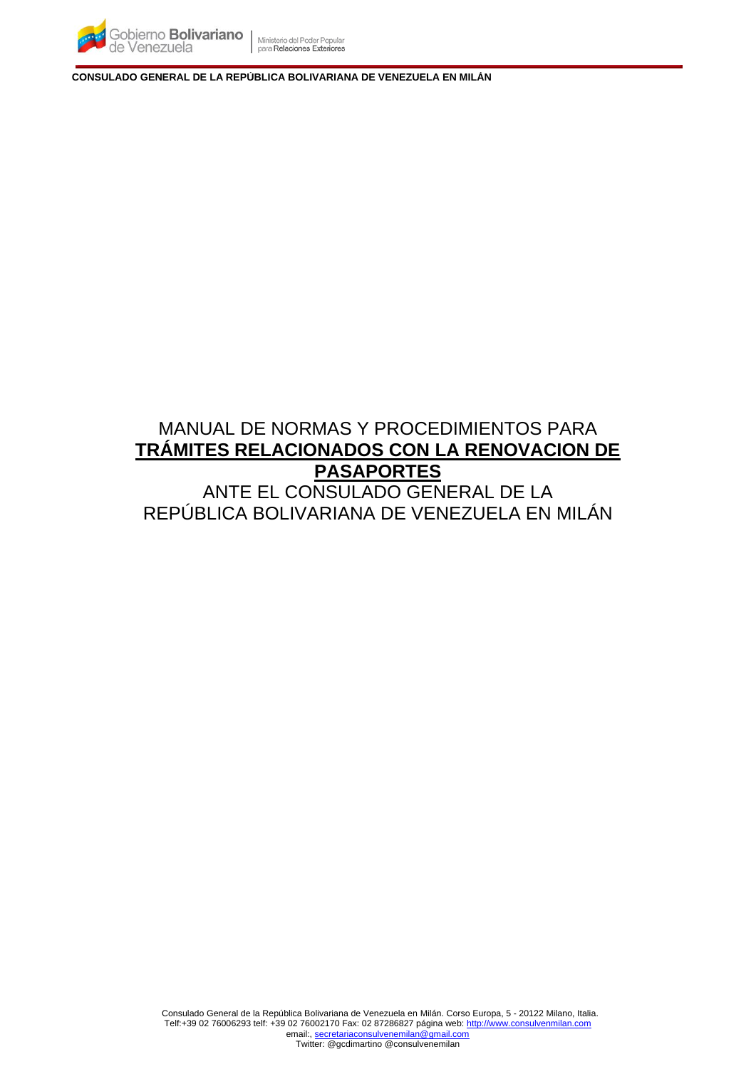# MANUAL DE NORMAS Y PROCEDIMIENTOS PARA **TRÁMITES RELACIONADOS CON LA RENOVACION DE PASAPORTES** ANTE EL CONSULADO GENERAL DE LA REPÚBLICA BOLIVARIANA DE VENEZUELA EN MILÁN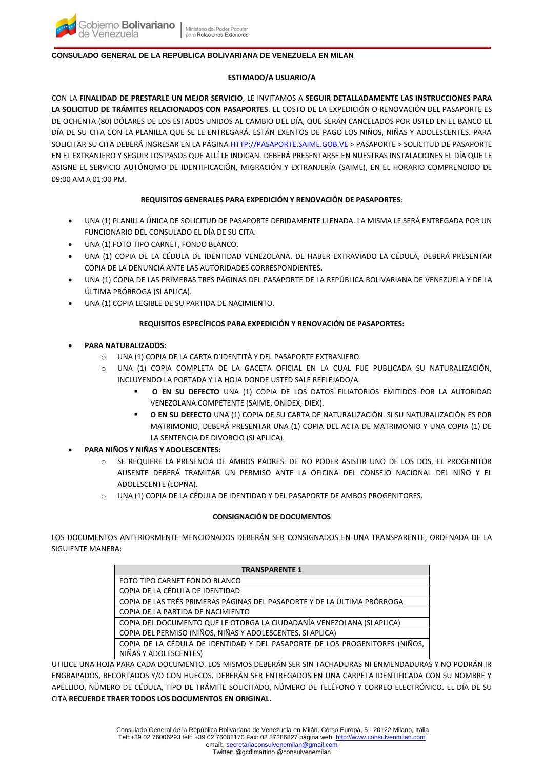**CONSULADO GENERAL DE LA REPÚBLICA BOLIVARIANA DE VENEZUELA EN MILÁN**

**ESTIMADO/A USUARIO/A**

CON LA **FINALIDAD DE PRESTARLE UN MEJOR SERVICIO**, LE INVITAMOS A **SEGUIR DETALLADAMENTE LAS INSTRUCCIONES PARA LA SOLICITUD DE TRÁMITES RELACIONADOS CON PASAPORTES**. EL COSTO DE LA EXPEDICIÓN O RENOVACIÓN DEL PASAPORTE ES DE OCHENTA (80) DÓLARES DE LOS ESTADOS UNIDOS AL CAMBIO DEL DÍA, QUE SERÁN CANCELADOS POR USTED EN EL BANCO EL DÍA DE SU CITA CON LA PLANILLA QUE SE LE ENTREGARÁ. ESTÁN EXENTOS DE PAGO LOS NIÑOS, NIÑAS Y ADOLESCENTES. PARA SOLICITAR SU CITA DEBERÁ INGRESAR EN LA PÁGINA HTTP://PASAPORTE.SAIME.GOB.VE > PASAPORTE > SOLICITUD DE PASAPORTE EN EL EXTRANJERO Y SEGUIR LOS PASOS QUE ALLÍ LE INDICAN. DEBERÁ PRESENTARSE EN NUESTRAS INSTALACIONES EL DÍA QUE LE ASIGNE EL SERVICIO AUTÓNOMO DE IDENTIFICACIÓN, MIGRACIÓN Y EXTRANJERÍA (SAIME), EN EL HORARIO COMPRENDIDO DE 09:00 AM A 01:00 PM.

**REQUISITOS GENERALES PARA EXPEDICIÓN Y RENOVACIÓN DE PASAPORTES**:

- UNA (1) PLANILLA ÚNICA DE SOLICITUD DE PASAPORTE DEBIDAMENTE LLENADA. LA MISMA LE SERÁ ENTREGADA POR UN FUNCIONARIO DEL CONSULADO EL DÍA DE SU CITA.
- UNA (1) FOTO TIPO CARNET, FONDO BLANCO.
- UNA (1) COPIA DE LA CÉDULA DE IDENTIDAD VENEZOLANA. DE HABER EXTRAVIADO LA CÉDULA, DEBERÁ PRESENTAR COPIA DE LA DENUNCIA ANTE LAS AUTORIDADES CORRESPONDIENTES.
- UNA (1) COPIA DE LAS PRIMERAS TRES PÁGINAS DEL PASAPORTE DE LA REPÚBLICA BOLIVARIANA DE VENEZUELA Y DE LA ÚLTIMA PRÓRROGA (SI APLICA).
- UNA (1) COPIA LEGIBLE DE SU PARTIDA DE NACIMIENTO.

**REQUISITOS ESPECÍFICOS PARA EXPEDICIÓN Y RENOVACIÓN DE PASAPORTES:**

- **PARA NATURALIZADOS:**
  - UNA (1) COPIA DE LA CARTA D'IDENTITÀ Y DEL PASAPORTE EXTRANJERO.
  - UNA (1) COPIA COMPLETA DE LA GACETA OFICIAL EN LA CUAL FUE PUBLICADA SU NATURALIZACIÓN, INCLUYENDO LA PORTADA Y LA HOJA DONDE USTED SALE REFLEJADO/A.
    - **O EN SU DEFECTO** UNA (1) COPIA DE LOS DATOS FILIATORIOS EMITIDOS POR LA AUTORIDAD VENEZOLANA COMPETENTE (SAIME, ONIDEX, DIEX).
    - **O EN SU DEFECTO** UNA (1) COPIA DE SU CARTA DE NATURALIZACIÓN. SI SU NATURALIZACIÓN ES POR MATRIMONIO, DEBERÁ PRESENTAR UNA (1) COPIA DEL ACTA DE MATRIMONIO Y UNA COPIA (1) DE LA SENTENCIA DE DIVORCIO (SI APLICA).
- **PARA NIÑOS Y NIÑAS Y ADOLESCENTES:**
  - SE REQUIERE LA PRESENCIA DE AMBOS PADRES. DE NO PODER ASISTIR UNO DE LOS DOS, EL PROGENITOR AUSENTE DEBERÁ TRAMITAR UN PERMISO ANTE LA OFICINA DEL CONSEJO NACIONAL DEL NIÑO Y EL ADOLESCENTE (LOPNA).
  - UNA (1) COPIA DE LA CÉDULA DE IDENTIDAD Y DEL PASAPORTE DE AMBOS PROGENITORES.

**CONSIGNACIÓN DE DOCUMENTOS**

LOS DOCUMENTOS ANTERIORMENTE MENCIONADOS DEBERÁN SER CONSIGNADOS EN UNA TRANSPARENTE, ORDENADA DE LA SIGUIENTE MANERA:

| **TRANSPARENTE 1** |
|---|
| FOTO TIPO CARNET FONDO BLANCO |
| COPIA DE LA CÉDULA DE IDENTIDAD |
| COPIA DE LAS TRÉS PRIMERAS PÁGINAS DEL PASAPORTE Y DE LA ÚLTIMA PRÓRROGA |
| COPIA DE LA PARTIDA DE NACIMIENTO |
| COPIA DEL DOCUMENTO QUE LE OTORGA LA CIUDADANÍA VENEZOLANA (SI APLICA) |
| COPIA DEL PERMISO (NIÑOS, NIÑAS Y ADOLESCENTES, SI APLICA) |
| COPIA DE LA CÉDULA DE IDENTIDAD Y DEL PASAPORTE DE LOS PROGENITORES (NIÑOS, NIÑAS Y ADOLESCENTES) |

UTILICE UNA HOJA PARA CADA DOCUMENTO. LOS MISMOS DEBERÁN SER SIN TACHADURAS NI ENMENDADURAS Y NO PODRÁN IR ENGRAPADOS, RECORTADOS Y/O CON HUECOS. DEBERÁN SER ENTREGADOS EN UNA CARPETA IDENTIFICADA CON SU NOMBRE Y APELLIDO, NÚMERO DE CÉDULA, TIPO DE TRÁMITE SOLICITADO, NÚMERO DE TELÉFONO Y CORREO ELECTRÓNICO. EL DÍA DE SU CITA **RECUERDE TRAER TODOS LOS DOCUMENTOS EN ORIGINAL.**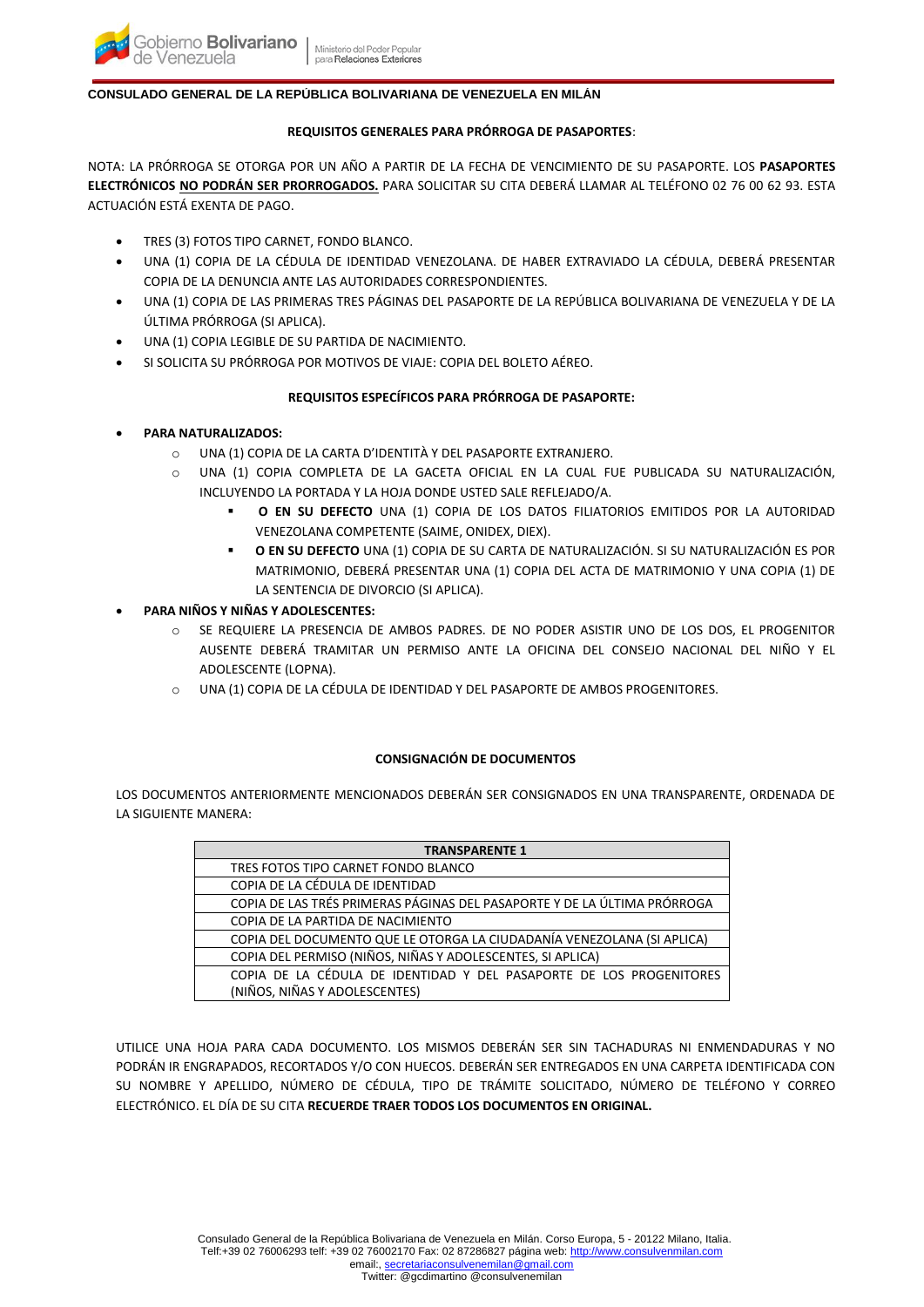**CONSULADO GENERAL DE LA REPÚBLICA BOLIVARIANA DE VENEZUELA EN MILÁN**

## REQUISITOS GENERALES PARA PRÓRROGA DE PASAPORTES:

NOTA: LA PRÓRROGA SE OTORGA POR UN AÑO A PARTIR DE LA FECHA DE VENCIMIENTO DE SU PASAPORTE. LOS **PASAPORTES ELECTRÓNICOS NO PODRÁN SER PRORROGADOS.** PARA SOLICITAR SU CITA DEBERÁ LLAMAR AL TELÉFONO 02 76 00 62 93. ESTA ACTUACIÓN ESTÁ EXENTA DE PAGO.

- TRES (3) FOTOS TIPO CARNET, FONDO BLANCO.
- UNA (1) COPIA DE LA CÉDULA DE IDENTIDAD VENEZOLANA. DE HABER EXTRAVIADO LA CÉDULA, DEBERÁ PRESENTAR COPIA DE LA DENUNCIA ANTE LAS AUTORIDADES CORRESPONDIENTES.
- UNA (1) COPIA DE LAS PRIMERAS TRES PÁGINAS DEL PASAPORTE DE LA REPÚBLICA BOLIVARIANA DE VENEZUELA Y DE LA ÚLTIMA PRÓRROGA (SI APLICA).
- UNA (1) COPIA LEGIBLE DE SU PARTIDA DE NACIMIENTO.
- SI SOLICITA SU PRÓRROGA POR MOTIVOS DE VIAJE: COPIA DEL BOLETO AÉREO.

## REQUISITOS ESPECÍFICOS PARA PRÓRROGA DE PASAPORTE:

- **PARA NATURALIZADOS:**
  - UNA (1) COPIA DE LA CARTA D'IDENTITÀ Y DEL PASAPORTE EXTRANJERO.
  - UNA (1) COPIA COMPLETA DE LA GACETA OFICIAL EN LA CUAL FUE PUBLICADA SU NATURALIZACIÓN, INCLUYENDO LA PORTADA Y LA HOJA DONDE USTED SALE REFLEJADO/A.
    - **O EN SU DEFECTO** UNA (1) COPIA DE LOS DATOS FILIATORIOS EMITIDOS POR LA AUTORIDAD VENEZOLANA COMPETENTE (SAIME, ONIDEX, DIEX).
    - **O EN SU DEFECTO** UNA (1) COPIA DE SU CARTA DE NATURALIZACIÓN. SI SU NATURALIZACIÓN ES POR MATRIMONIO, DEBERÁ PRESENTAR UNA (1) COPIA DEL ACTA DE MATRIMONIO Y UNA COPIA (1) DE LA SENTENCIA DE DIVORCIO (SI APLICA).
- **PARA NIÑOS Y NIÑAS Y ADOLESCENTES:**
  - SE REQUIERE LA PRESENCIA DE AMBOS PADRES. DE NO PODER ASISTIR UNO DE LOS DOS, EL PROGENITOR AUSENTE DEBERÁ TRAMITAR UN PERMISO ANTE LA OFICINA DEL CONSEJO NACIONAL DEL NIÑO Y EL ADOLESCENTE (LOPNA).
  - UNA (1) COPIA DE LA CÉDULA DE IDENTIDAD Y DEL PASAPORTE DE AMBOS PROGENITORES.

## CONSIGNACIÓN DE DOCUMENTOS

LOS DOCUMENTOS ANTERIORMENTE MENCIONADOS DEBERÁN SER CONSIGNADOS EN UNA TRANSPARENTE, ORDENADA DE LA SIGUIENTE MANERA:

| TRANSPARENTE 1 |
|---|
| TRES FOTOS TIPO CARNET FONDO BLANCO |
| COPIA DE LA CÉDULA DE IDENTIDAD |
| COPIA DE LAS TRÉS PRIMERAS PÁGINAS DEL PASAPORTE Y DE LA ÚLTIMA PRÓRROGA |
| COPIA DE LA PARTIDA DE NACIMIENTO |
| COPIA DEL DOCUMENTO QUE LE OTORGA LA CIUDADANÍA VENEZOLANA (SI APLICA) |
| COPIA DEL PERMISO (NIÑOS, NIÑAS Y ADOLESCENTES, SI APLICA) |
| COPIA DE LA CÉDULA DE IDENTIDAD Y DEL PASAPORTE DE LOS PROGENITORES (NIÑOS, NIÑAS Y ADOLESCENTES) |

UTILICE UNA HOJA PARA CADA DOCUMENTO. LOS MISMOS DEBERÁN SER SIN TACHADURAS NI ENMENDADURAS Y NO PODRÁN IR ENGRAPADOS, RECORTADOS Y/O CON HUECOS. DEBERÁN SER ENTREGADOS EN UNA CARPETA IDENTIFICADA CON SU NOMBRE Y APELLIDO, NÚMERO DE CÉDULA, TIPO DE TRÁMITE SOLICITADO, NÚMERO DE TELÉFONO Y CORREO ELECTRÓNICO. EL DÍA DE SU CITA **RECUERDE TRAER TODOS LOS DOCUMENTOS EN ORIGINAL.**